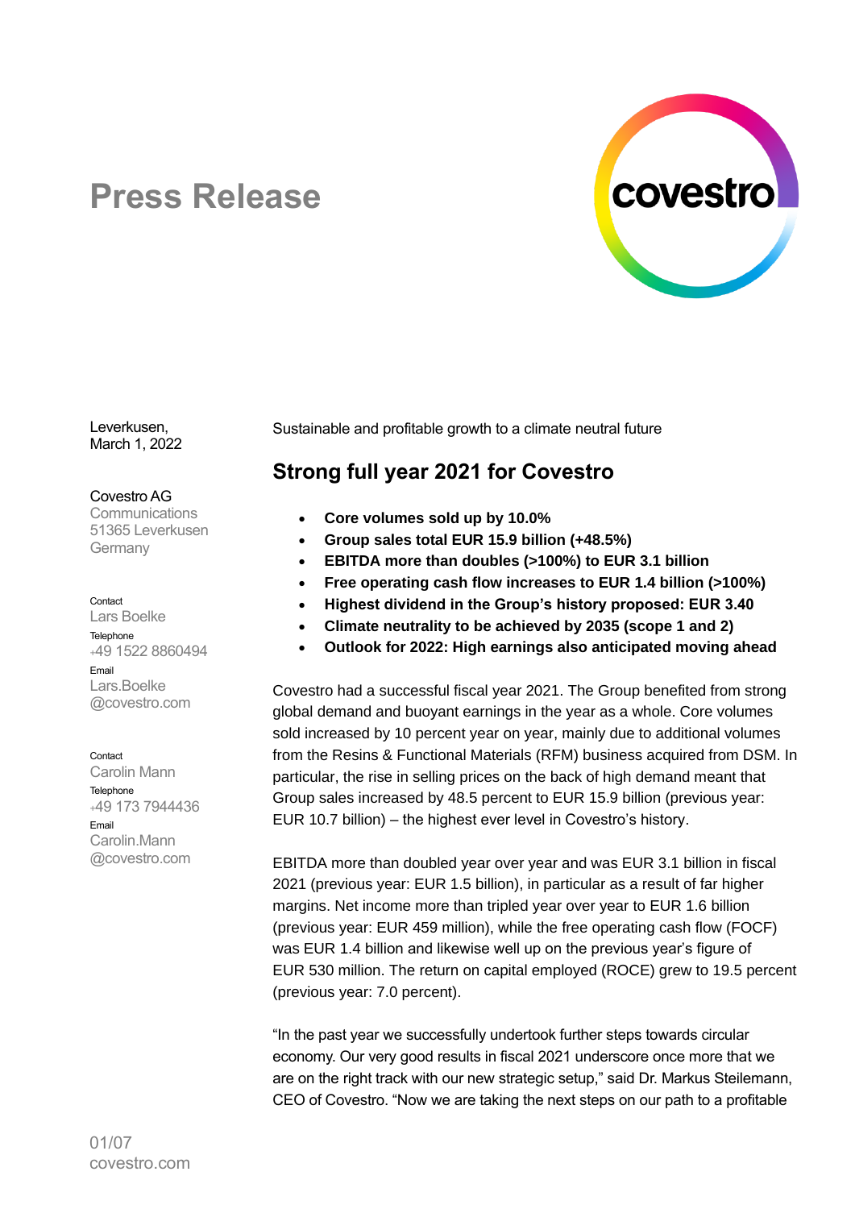# Press Release

Leverkusen,
March 1, 2022

Covestro AG
Communications
51365 Leverkusen
Germany

Contact
Lars Boelke
Telephone
+49 1522 8860494
Email
Lars.Boelke@covestro.com

Contact
Carolin Mann
Telephone
+49 173 7944436
Email
Carolin.Mann@covestro.com

Sustainable and profitable growth to a climate neutral future

## Strong full year 2021 for Covestro

- **Core volumes sold up by 10.0%**
- **Group sales total EUR 15.9 billion (+48.5%)**
- **EBITDA more than doubles (>100%) to EUR 3.1 billion**
- **Free operating cash flow increases to EUR 1.4 billion (>100%)**
- **Highest dividend in the Group's history proposed: EUR 3.40**
- **Climate neutrality to be achieved by 2035 (scope 1 and 2)**
- **Outlook for 2022: High earnings also anticipated moving ahead**

Covestro had a successful fiscal year 2021. The Group benefited from strong global demand and buoyant earnings in the year as a whole. Core volumes sold increased by 10 percent year on year, mainly due to additional volumes from the Resins & Functional Materials (RFM) business acquired from DSM. In particular, the rise in selling prices on the back of high demand meant that Group sales increased by 48.5 percent to EUR 15.9 billion (previous year: EUR 10.7 billion) – the highest ever level in Covestro's history.

EBITDA more than doubled year over year and was EUR 3.1 billion in fiscal 2021 (previous year: EUR 1.5 billion), in particular as a result of far higher margins. Net income more than tripled year over year to EUR 1.6 billion (previous year: EUR 459 million), while the free operating cash flow (FOCF) was EUR 1.4 billion and likewise well up on the previous year's figure of EUR 530 million. The return on capital employed (ROCE) grew to 19.5 percent (previous year: 7.0 percent).

"In the past year we successfully undertook further steps towards circular economy. Our very good results in fiscal 2021 underscore once more that we are on the right track with our new strategic setup," said Dr. Markus Steilemann, CEO of Covestro. "Now we are taking the next steps on our path to a profitable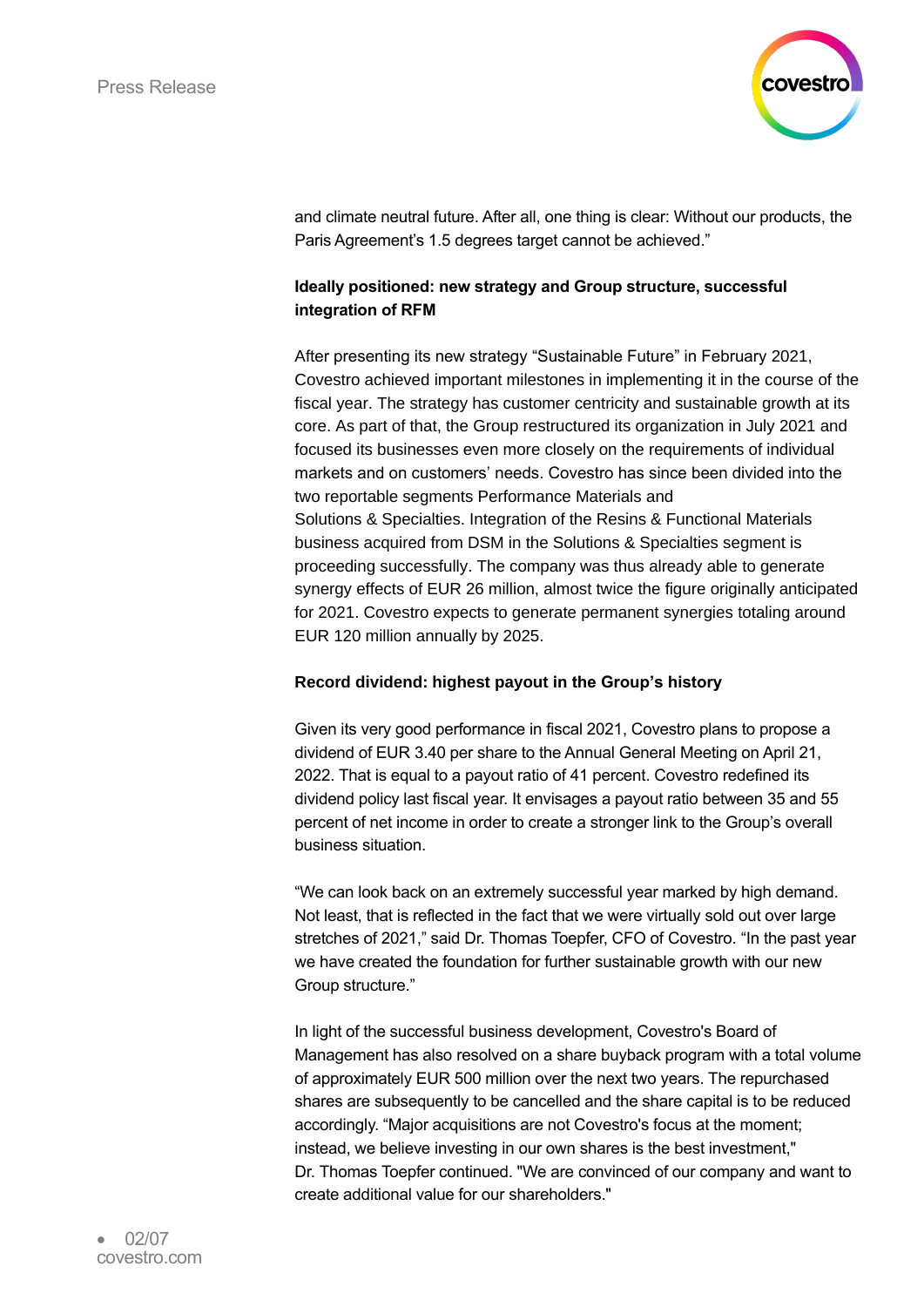and climate neutral future. After all, one thing is clear: Without our products, the Paris Agreement's 1.5 degrees target cannot be achieved."

**Ideally positioned: new strategy and Group structure, successful integration of RFM**

After presenting its new strategy "Sustainable Future" in February 2021, Covestro achieved important milestones in implementing it in the course of the fiscal year. The strategy has customer centricity and sustainable growth at its core. As part of that, the Group restructured its organization in July 2021 and focused its businesses even more closely on the requirements of individual markets and on customers' needs. Covestro has since been divided into the two reportable segments Performance Materials and Solutions & Specialties. Integration of the Resins & Functional Materials business acquired from DSM in the Solutions & Specialties segment is proceeding successfully. The company was thus already able to generate synergy effects of EUR 26 million, almost twice the figure originally anticipated for 2021. Covestro expects to generate permanent synergies totaling around EUR 120 million annually by 2025.

**Record dividend: highest payout in the Group's history**

Given its very good performance in fiscal 2021, Covestro plans to propose a dividend of EUR 3.40 per share to the Annual General Meeting on April 21, 2022. That is equal to a payout ratio of 41 percent. Covestro redefined its dividend policy last fiscal year. It envisages a payout ratio between 35 and 55 percent of net income in order to create a stronger link to the Group's overall business situation.

"We can look back on an extremely successful year marked by high demand. Not least, that is reflected in the fact that we were virtually sold out over large stretches of 2021," said Dr. Thomas Toepfer, CFO of Covestro. "In the past year we have created the foundation for further sustainable growth with our new Group structure."

In light of the successful business development, Covestro's Board of Management has also resolved on a share buyback program with a total volume of approximately EUR 500 million over the next two years. The repurchased shares are subsequently to be cancelled and the share capital is to be reduced accordingly. "Major acquisitions are not Covestro's focus at the moment; instead, we believe investing in our own shares is the best investment," Dr. Thomas Toepfer continued. "We are convinced of our company and want to create additional value for our shareholders."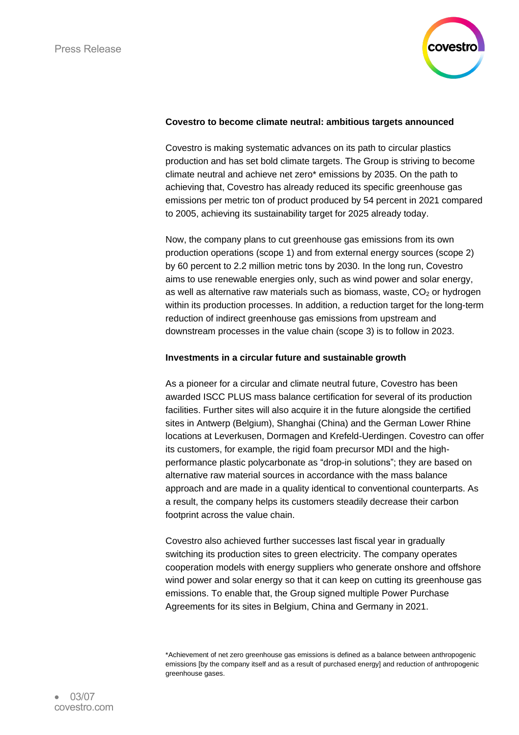**Covestro to become climate neutral: ambitious targets announced**

Covestro is making systematic advances on its path to circular plastics production and has set bold climate targets. The Group is striving to become climate neutral and achieve net zero* emissions by 2035. On the path to achieving that, Covestro has already reduced its specific greenhouse gas emissions per metric ton of product produced by 54 percent in 2021 compared to 2005, achieving its sustainability target for 2025 already today.

Now, the company plans to cut greenhouse gas emissions from its own production operations (scope 1) and from external energy sources (scope 2) by 60 percent to 2.2 million metric tons by 2030. In the long run, Covestro aims to use renewable energies only, such as wind power and solar energy, as well as alternative raw materials such as biomass, waste, $CO_2$ or hydrogen within its production processes. In addition, a reduction target for the long-term reduction of indirect greenhouse gas emissions from upstream and downstream processes in the value chain (scope 3) is to follow in 2023.

**Investments in a circular future and sustainable growth**

As a pioneer for a circular and climate neutral future, Covestro has been awarded ISCC PLUS mass balance certification for several of its production facilities. Further sites will also acquire it in the future alongside the certified sites in Antwerp (Belgium), Shanghai (China) and the German Lower Rhine locations at Leverkusen, Dormagen and Krefeld-Uerdingen. Covestro can offer its customers, for example, the rigid foam precursor MDI and the high-performance plastic polycarbonate as "drop-in solutions"; they are based on alternative raw material sources in accordance with the mass balance approach and are made in a quality identical to conventional counterparts. As a result, the company helps its customers steadily decrease their carbon footprint across the value chain.

Covestro also achieved further successes last fiscal year in gradually switching its production sites to green electricity. The company operates cooperation models with energy suppliers who generate onshore and offshore wind power and solar energy so that it can keep on cutting its greenhouse gas emissions. To enable that, the Group signed multiple Power Purchase Agreements for its sites in Belgium, China and Germany in 2021.

*Achievement of net zero greenhouse gas emissions is defined as a balance between anthropogenic emissions [by the company itself and as a result of purchased energy] and reduction of anthropogenic greenhouse gases.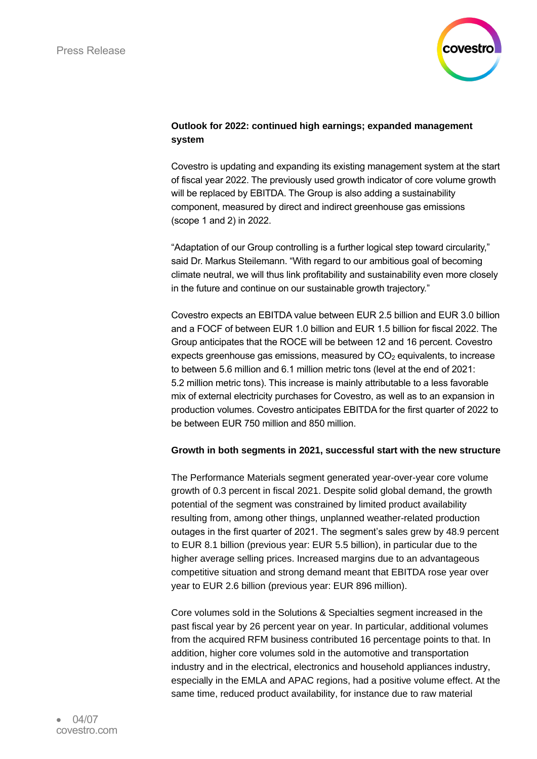**Outlook for 2022: continued high earnings; expanded management system**

Covestro is updating and expanding its existing management system at the start of fiscal year 2022. The previously used growth indicator of core volume growth will be replaced by EBITDA. The Group is also adding a sustainability component, measured by direct and indirect greenhouse gas emissions (scope 1 and 2) in 2022.

"Adaptation of our Group controlling is a further logical step toward circularity," said Dr. Markus Steilemann. "With regard to our ambitious goal of becoming climate neutral, we will thus link profitability and sustainability even more closely in the future and continue on our sustainable growth trajectory."

Covestro expects an EBITDA value between EUR 2.5 billion and EUR 3.0 billion and a FOCF of between EUR 1.0 billion and EUR 1.5 billion for fiscal 2022. The Group anticipates that the ROCE will be between 12 and 16 percent. Covestro expects greenhouse gas emissions, measured by $CO_2$ equivalents, to increase to between 5.6 million and 6.1 million metric tons (level at the end of 2021: 5.2 million metric tons). This increase is mainly attributable to a less favorable mix of external electricity purchases for Covestro, as well as to an expansion in production volumes. Covestro anticipates EBITDA for the first quarter of 2022 to be between EUR 750 million and 850 million.

**Growth in both segments in 2021, successful start with the new structure**

The Performance Materials segment generated year-over-year core volume growth of 0.3 percent in fiscal 2021. Despite solid global demand, the growth potential of the segment was constrained by limited product availability resulting from, among other things, unplanned weather-related production outages in the first quarter of 2021. The segment's sales grew by 48.9 percent to EUR 8.1 billion (previous year: EUR 5.5 billion), in particular due to the higher average selling prices. Increased margins due to an advantageous competitive situation and strong demand meant that EBITDA rose year over year to EUR 2.6 billion (previous year: EUR 896 million).

Core volumes sold in the Solutions & Specialties segment increased in the past fiscal year by 26 percent year on year. In particular, additional volumes from the acquired RFM business contributed 16 percentage points to that. In addition, higher core volumes sold in the automotive and transportation industry and in the electrical, electronics and household appliances industry, especially in the EMLA and APAC regions, had a positive volume effect. At the same time, reduced product availability, for instance due to raw material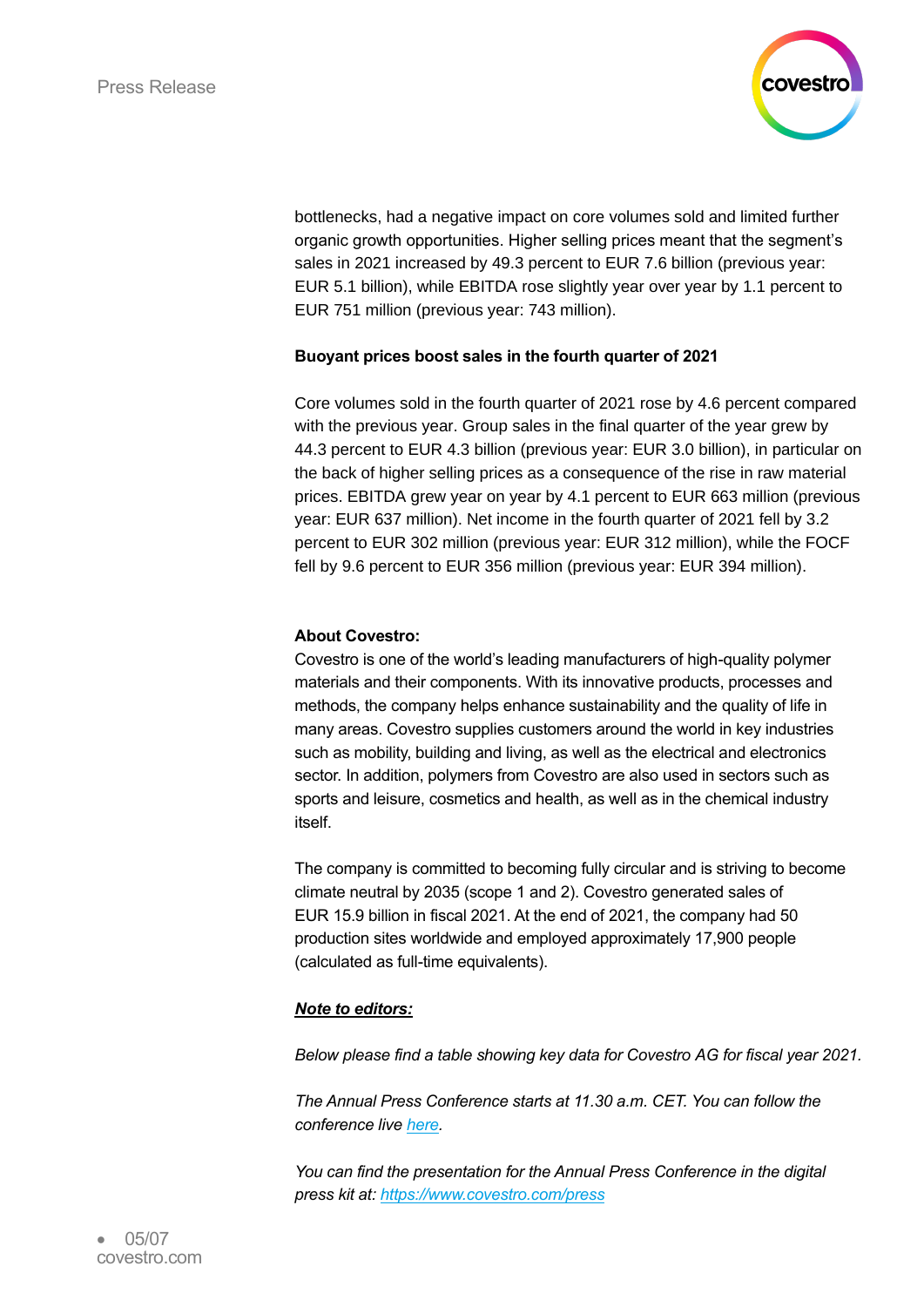bottlenecks, had a negative impact on core volumes sold and limited further organic growth opportunities. Higher selling prices meant that the segment's sales in 2021 increased by 49.3 percent to EUR 7.6 billion (previous year: EUR 5.1 billion), while EBITDA rose slightly year over year by 1.1 percent to EUR 751 million (previous year: 743 million).

**Buoyant prices boost sales in the fourth quarter of 2021**

Core volumes sold in the fourth quarter of 2021 rose by 4.6 percent compared with the previous year. Group sales in the final quarter of the year grew by 44.3 percent to EUR 4.3 billion (previous year: EUR 3.0 billion), in particular on the back of higher selling prices as a consequence of the rise in raw material prices. EBITDA grew year on year by 4.1 percent to EUR 663 million (previous year: EUR 637 million). Net income in the fourth quarter of 2021 fell by 3.2 percent to EUR 302 million (previous year: EUR 312 million), while the FOCF fell by 9.6 percent to EUR 356 million (previous year: EUR 394 million).

**About Covestro:**

Covestro is one of the world's leading manufacturers of high-quality polymer materials and their components. With its innovative products, processes and methods, the company helps enhance sustainability and the quality of life in many areas. Covestro supplies customers around the world in key industries such as mobility, building and living, as well as the electrical and electronics sector. In addition, polymers from Covestro are also used in sectors such as sports and leisure, cosmetics and health, as well as in the chemical industry itself.

The company is committed to becoming fully circular and is striving to become climate neutral by 2035 (scope 1 and 2). Covestro generated sales of EUR 15.9 billion in fiscal 2021. At the end of 2021, the company had 50 production sites worldwide and employed approximately 17,900 people (calculated as full-time equivalents).

***Note to editors:***

*Below please find a table showing key data for Covestro AG for fiscal year 2021.*

*The Annual Press Conference starts at 11.30 a.m. CET. You can follow the conference live here.*

*You can find the presentation for the Annual Press Conference in the digital press kit at: https://www.covestro.com/press*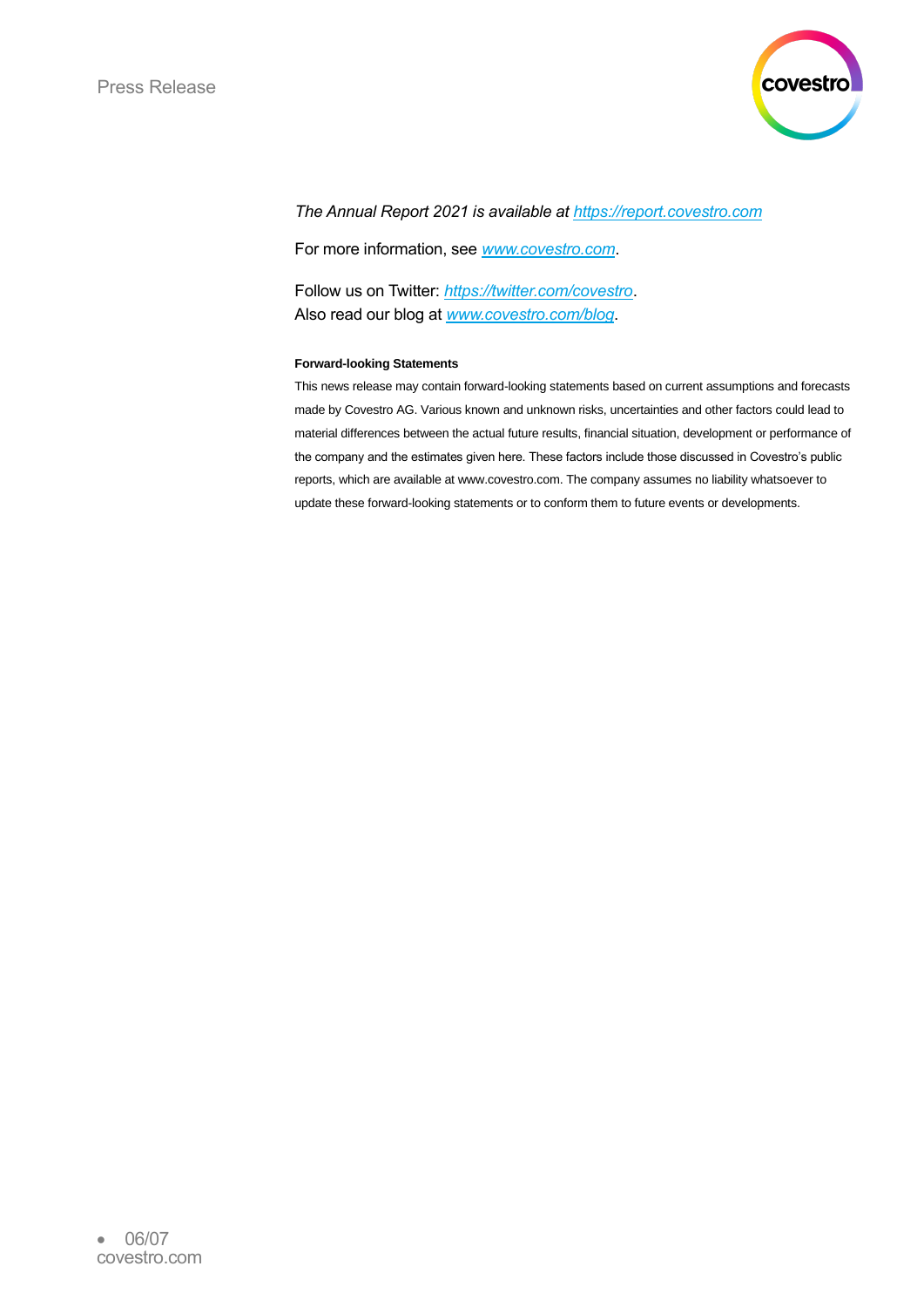*The Annual Report 2021 is available at [https://report.covestro.com](https://report.covestro.com)*

For more information, see [www.covestro.com](www.covestro.com).

Follow us on Twitter: [https://twitter.com/covestro](https://twitter.com/covestro).
Also read our blog at [www.covestro.com/blog](www.covestro.com/blog).

**Forward-looking Statements**

This news release may contain forward-looking statements based on current assumptions and forecasts made by Covestro AG. Various known and unknown risks, uncertainties and other factors could lead to material differences between the actual future results, financial situation, development or performance of the company and the estimates given here. These factors include those discussed in Covestro's public reports, which are available at www.covestro.com. The company assumes no liability whatsoever to update these forward-looking statements or to conform them to future events or developments.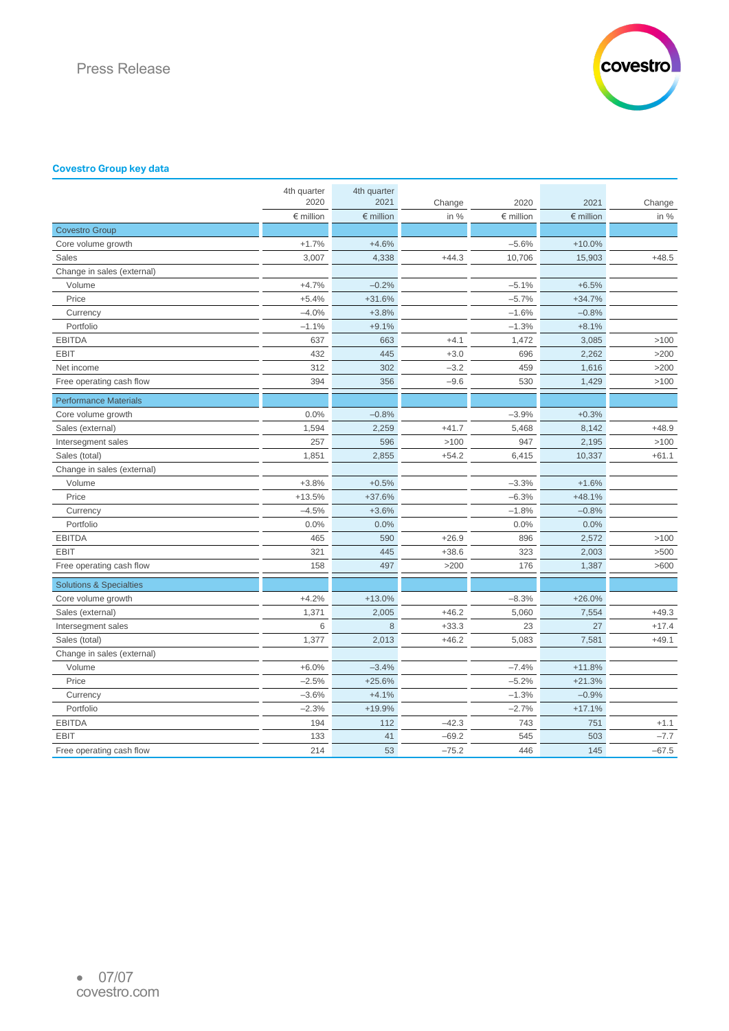## Covestro Group key data

| | 4th quarter 2020 | 4th quarter 2021 | Change | 2020 | 2021 | Change |
|---|---|---|---|---|---|---|
| | € million | € million | in % | € million | € million | in % |
| **Covestro Group** | | | | | | |
| Core volume growth | +1.7% | +4.6% | | –5.6% | +10.0% | |
| Sales | 3,007 | 4,338 | +44.3 | 10,706 | 15,903 | +48.5 |
| Change in sales (external) | | | | | | |
| Volume | +4.7% | –0.2% | | –5.1% | +6.5% | |
| Price | +5.4% | +31.6% | | –5.7% | +34.7% | |
| Currency | –4.0% | +3.8% | | –1.6% | –0.8% | |
| Portfolio | –1.1% | +9.1% | | –1.3% | +8.1% | |
| EBITDA | 637 | 663 | +4.1 | 1,472 | 3,085 | >100 |
| EBIT | 432 | 445 | +3.0 | 696 | 2,262 | >200 |
| Net income | 312 | 302 | –3.2 | 459 | 1,616 | >200 |
| Free operating cash flow | 394 | 356 | –9.6 | 530 | 1,429 | >100 |
| **Performance Materials** | | | | | | |
| Core volume growth | 0.0% | –0.8% | | –3.9% | +0.3% | |
| Sales (external) | 1,594 | 2,259 | +41.7 | 5,468 | 8,142 | +48.9 |
| Intersegment sales | 257 | 596 | >100 | 947 | 2,195 | >100 |
| Sales (total) | 1,851 | 2,855 | +54.2 | 6,415 | 10,337 | +61.1 |
| Change in sales (external) | | | | | | |
| Volume | +3.8% | +0.5% | | –3.3% | +1.6% | |
| Price | +13.5% | +37.6% | | –6.3% | +48.1% | |
| Currency | –4.5% | +3.6% | | –1.8% | –0.8% | |
| Portfolio | 0.0% | 0.0% | | 0.0% | 0.0% | |
| EBITDA | 465 | 590 | +26.9 | 896 | 2,572 | >100 |
| EBIT | 321 | 445 | +38.6 | 323 | 2,003 | >500 |
| Free operating cash flow | 158 | 497 | >200 | 176 | 1,387 | >600 |
| **Solutions & Specialties** | | | | | | |
| Core volume growth | +4.2% | +13.0% | | –8.3% | +26.0% | |
| Sales (external) | 1,371 | 2,005 | +46.2 | 5,060 | 7,554 | +49.3 |
| Intersegment sales | 6 | 8 | +33.3 | 23 | 27 | +17.4 |
| Sales (total) | 1,377 | 2,013 | +46.2 | 5,083 | 7,581 | +49.1 |
| Change in sales (external) | | | | | | |
| Volume | +6.0% | –3.4% | | –7.4% | +11.8% | |
| Price | –2.5% | +25.6% | | –5.2% | +21.3% | |
| Currency | –3.6% | +4.1% | | –1.3% | –0.9% | |
| Portfolio | –2.3% | +19.9% | | –2.7% | +17.1% | |
| EBITDA | 194 | 112 | –42.3 | 743 | 751 | +1.1 |
| EBIT | 133 | 41 | –69.2 | 545 | 503 | –7.7 |
| Free operating cash flow | 214 | 53 | –75.2 | 446 | 145 | –67.5 |